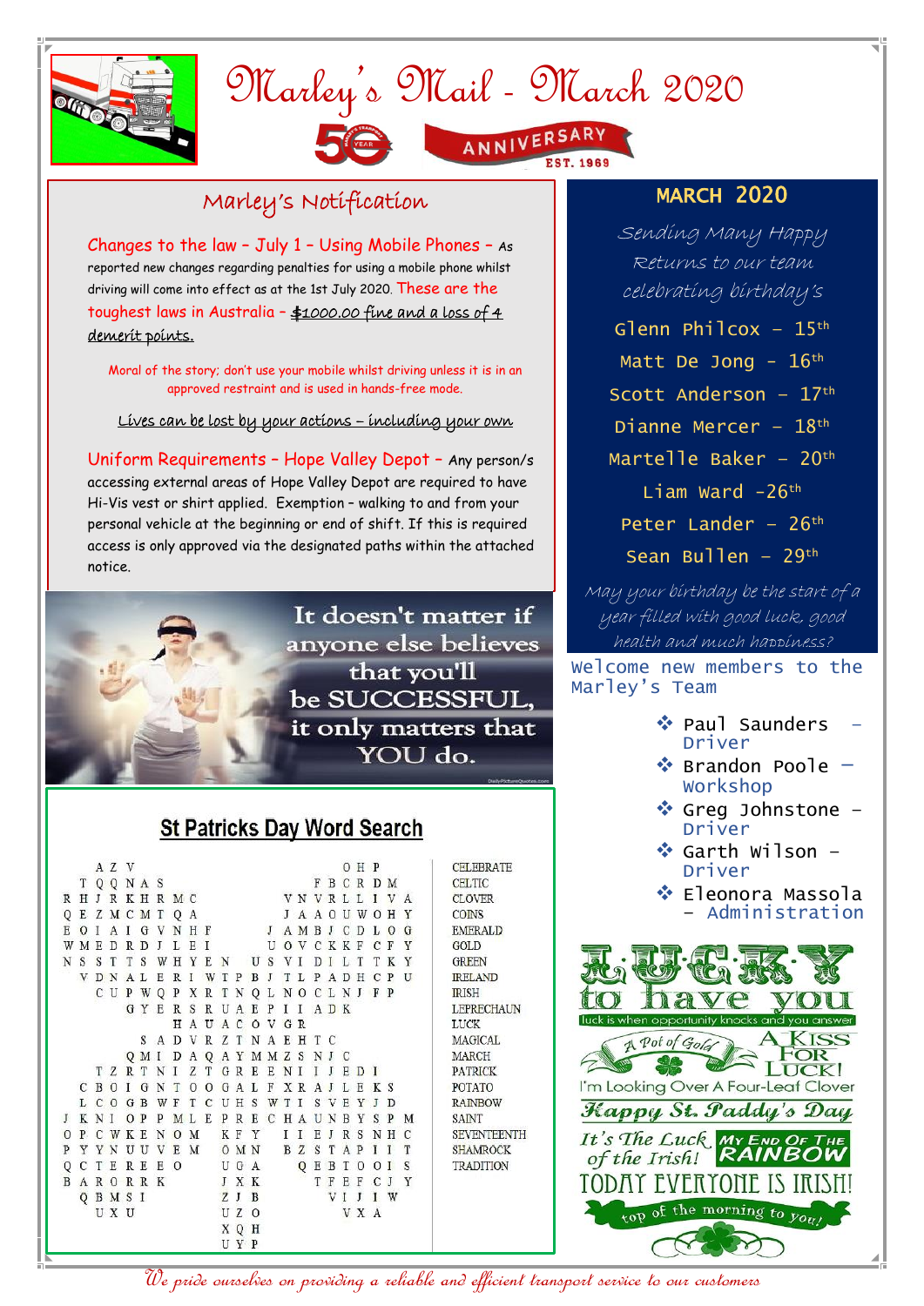# Marley's Mail - March 2020

50 YEAR ANNIVERSARY EST. 1969

## Marley's Notification

Changes to the law – July 1 – Using Mobile Phones – As reported new changes regarding penalties for using a mobile phone whilst driving will come into effect as at the 1st July 2020. These are the toughest laws in Australia – **$1000.00 fine and a loss of 4 demerit points.**

Moral of the story; don't use your mobile whilst driving unless it is in an approved restraint and is used in hands-free mode.

Lives can be lost by your actions – including your own

Uniform Requirements – Hope Valley Depot – Any person/s accessing external areas of Hope Valley Depot are required to have Hi-Vis vest or shirt applied. Exemption – walking to and from your personal vehicle at the beginning or end of shift. If this is required access is only approved via the designated paths within the attached notice.

It doesn't matter if anyone else believes that you'll be SUCCESSFUL, it only matters that YOU do.

## St Patricks Day Word Search

```
    A Z V                               O H P
  T Q Q N A S                         F B C R D M
R H J R K H R M C                   V N V R L L I V A
Q E Z M C M T Q A                   J A A O U W O H Y
E O I A I G V N H F               J A M B J C D L O G
W M E D R D J L E I               U O V C K K F C F Y
N S S T T S W H Y E N           U S V I D I L T T K Y
  V D N A L E R I W T P B J T L P A D H C P U
    C U P W Q P X R T N Q L N O C L N J F P
        G Y E R S R U A E P I I A D K
            H A U A C O V G R
          S A D V R Z T N A E H T C
        Q M I D A Q A Y M M Z S N J C
    T Z R T N I Z T G R E E N I I J E D I
  C B O I G N T O O G A L F X R A J L E K S
  L C O G B W F T C U H S W T I S V E Y J D
J K N I O P P M L E P R E C H A U N B Y S P M
O P C W K E N O M     K F Y     I I E J R S N H C
P Y Y N U U V E M     O M N     B Z S T A P I I T
Q C T E R E E O       U G A       Q E B T O O I S
B A R O R R K         J X K         T F E F C J Y
  Q B M S I           Z J B           V I J I W
    U X U             U Z O             V X A
                      X Q H
                      U Y P
```

CELEBRATE
CELTIC
CLOVER
COINS
EMERALD
GOLD
GREEN
IRELAND
IRISH
LEPRECHAUN
LUCK
MAGICAL
MARCH
PATRICK
POTATO
RAINBOW
SAINT
SEVENTEENTH
SHAMROCK
TRADITION

## MARCH 2020

*Sending Many Happy Returns to our team celebrating birthday's*

Glenn Philcox – 15th
Matt De Jong - 16th
Scott Anderson – 17th
Dianne Mercer – 18th
Martelle Baker – 20th
Liam Ward -26th
Peter Lander – 26th
Sean Bullen – 29th

*May your birthday be the start of a year filled with good luck, good health and much happiness?*

Welcome new members to the Marley's Team

- Paul Saunders – Driver
- Brandon Poole – Workshop
- Greg Johnstone – Driver
- Garth Wilson – Driver
- Eleonora Massola – Administration

LUCKY to have you
luck is when opportunity knocks and you answer
A Pot of Gold
A KISS FOR LUCK!
I'm Looking Over A Four-Leaf Clover
Happy St. Paddy's Day
It's The Luck of the Irish!
MY END OF THE RAINBOW
TODAY EVERYONE IS IRISH!
top of the morning to you!

*We pride ourselves on providing a reliable and efficient transport service to our customers*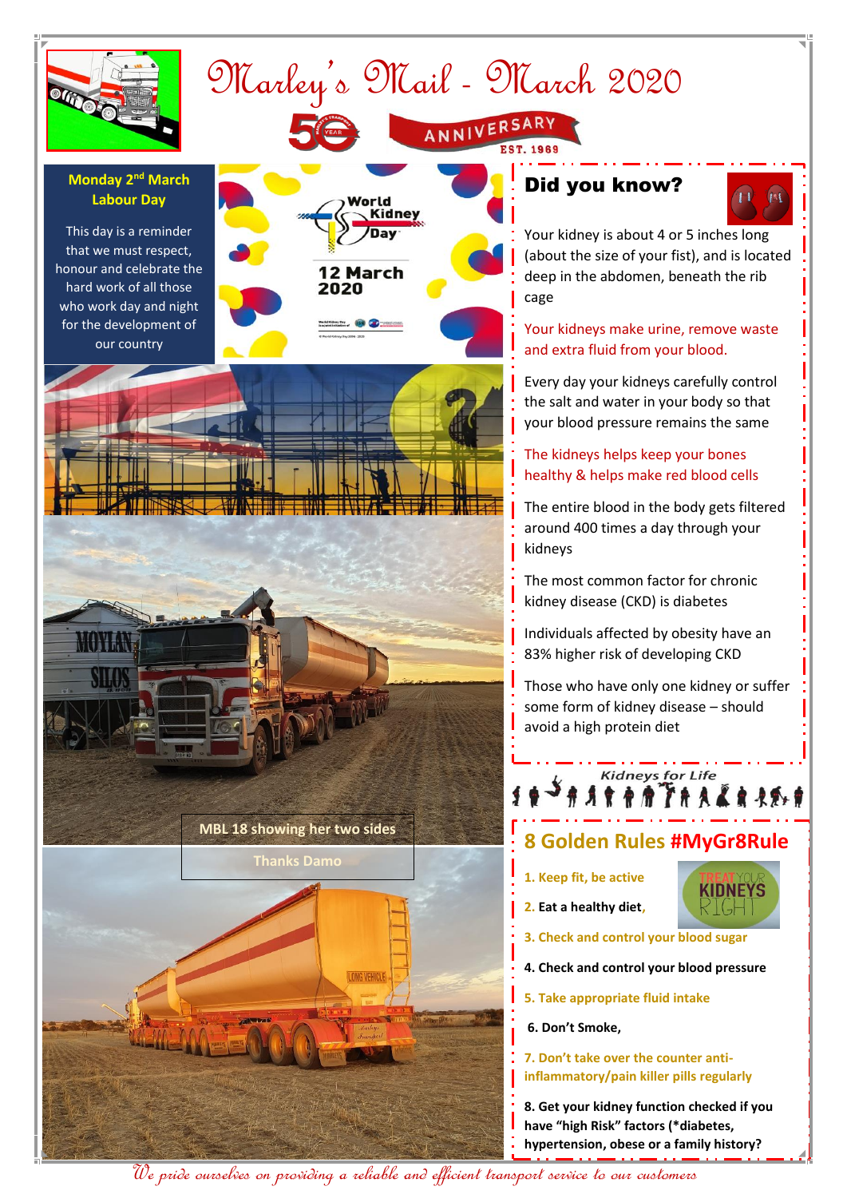# Marley's Mail - March 2020

50 YEAR ANNIVERSARY EST. 1969

**Monday 2nd March Labour Day**

This day is a reminder that we must respect, honour and celebrate the hard work of all those who work day and night for the development of our country

World Kidney Day

12 March 2020

MBL 18 showing her two sides

Thanks Damo

## Did you know?

Your kidney is about 4 or 5 inches long (about the size of your fist), and is located deep in the abdomen, beneath the rib cage

Your kidneys make urine, remove waste and extra fluid from your blood.

Every day your kidneys carefully control the salt and water in your body so that your blood pressure remains the same

The kidneys helps keep your bones healthy & helps make red blood cells

The entire blood in the body gets filtered around 400 times a day through your kidneys

The most common factor for chronic kidney disease (CKD) is diabetes

Individuals affected by obesity have an 83% higher risk of developing CKD

Those who have only one kidney or suffer some form of kidney disease – should avoid a high protein diet

*Kidneys for Life*

## 8 Golden Rules #MyGr8Rule

TREAT YOUR KIDNEYS RIGHT

**1. Keep fit, be active**

**2. Eat a healthy diet,**

**3. Check and control your blood sugar**

**4. Check and control your blood pressure**

**5. Take appropriate fluid intake**

**6. Don't Smoke,**

**7. Don't take over the counter anti-inflammatory/pain killer pills regularly**

**8. Get your kidney function checked if you have "high Risk" factors (\*diabetes, hypertension, obese or a family history?**

*We pride ourselves on providing a reliable and efficient transport service to our customers*